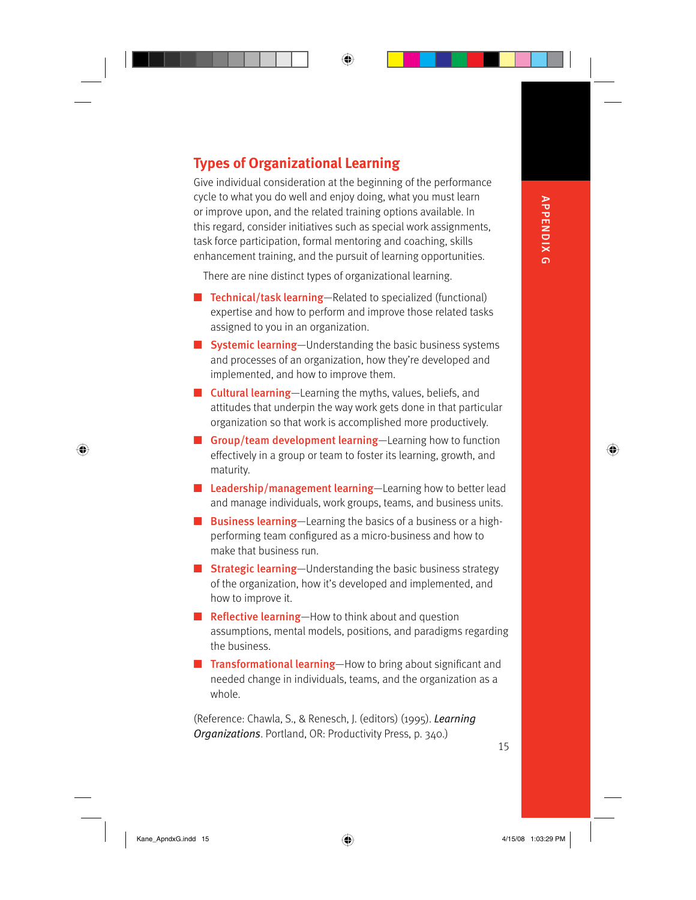## Types of Organizational Learning

Give individual consideration at the beginning of the performance cycle to what you do well and enjoy doing, what you must learn or improve upon, and the related training options available. In this regard, consider initiatives such as special work assignments, task force participation, formal mentoring and coaching, skills enhancement training, and the pursuit of learning opportunities.

There are nine distinct types of organizational learning.

- **Technical/task learning**—Related to specialized (functional) expertise and how to perform and improve those related tasks assigned to you in an organization.
- **Systemic learning**—Understanding the basic business systems and processes of an organization, how they're developed and implemented, and how to improve them.
- **Cultural learning**—Learning the myths, values, beliefs, and attitudes that underpin the way work gets done in that particular organization so that work is accomplished more productively.
- **Group/team development learning**—Learning how to function effectively in a group or team to foster its learning, growth, and maturity.
- **Leadership/management learning**—Learning how to better lead and manage individuals, work groups, teams, and business units.
- **Business learning**—Learning the basics of a business or a high-performing team configured as a micro-business and how to make that business run.
- **Strategic learning**—Understanding the basic business strategy of the organization, how it's developed and implemented, and how to improve it.
- **Reflective learning**—How to think about and question assumptions, mental models, positions, and paradigms regarding the business.
- **Transformational learning**—How to bring about significant and needed change in individuals, teams, and the organization as a whole.

(Reference: Chawla, S., & Renesch, J. (editors) (1995). *Learning Organizations*. Portland, OR: Productivity Press, p. 340.)